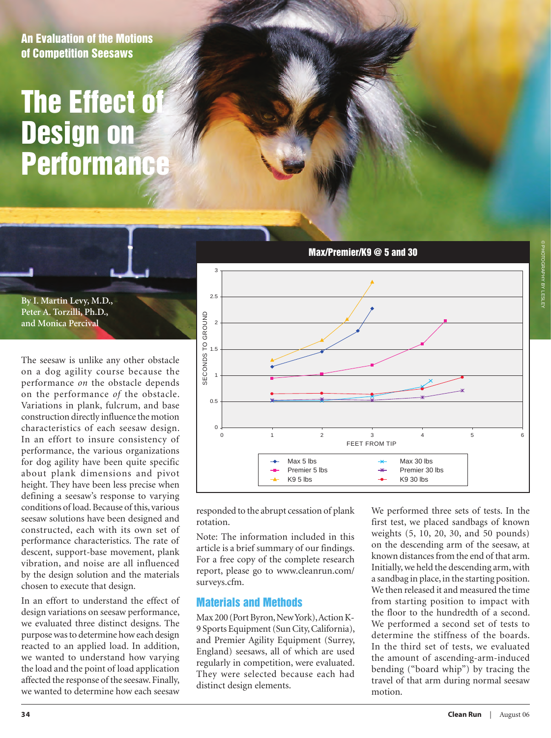An Evaluation of the Motions of Competition Seesaws

# The Effect of Design on Performance

By I. Martin Levy, M.D., Peter A. Torzilli, Ph.D., and Monica Percival

The seesaw is unlike any other obstacle on a dog agility course because the performance *on* the obstacle depends on the performance *of* the obstacle. Variations in plank, fulcrum, and base construction directly influence the motion characteristics of each seesaw design. In an effort to insure consistency of performance, the various organizations for dog agility have been quite specific about plank dimensions and pivot height. They have been less precise when defining a seesaw's response to varying conditions of load. Because of this, various seesaw solutions have been designed and constructed, each with its own set of performance characteristics. The rate of descent, support-base movement, plank vibration, and noise are all influenced by the design solution and the materials chosen to execute that design.

In an effort to understand the effect of design variations on seesaw performance, we evaluated three distinct designs. The purpose was to determine how each design reacted to an applied load. In addition, we wanted to understand how varying the load and the point of load application affected the response of the seesaw. Finally, we wanted to determine how each seesaw responded to the abrupt cessation of plank rotation.

Note: The information included in this article is a brief summary of our findings. For a free copy of the complete research report, please go to www.cleanrun.com/surveys.cfm.

**Max/Premier/K9 @ 5 and 30**

## Materials and Methods

Max 200 (Port Byron, New York), Action K-9 Sports Equipment (Sun City, California), and Premier Agility Equipment (Surrey, England) seesaws, all of which are used regularly in competition, were evaluated. They were selected because each had distinct design elements.

We performed three sets of tests. In the first test, we placed sandbags of known weights (5, 10, 20, 30, and 50 pounds) on the descending arm of the seesaw, at known distances from the end of that arm. Initially, we held the descending arm, with a sandbag in place, in the starting position. We then released it and measured the time from starting position to impact with the floor to the hundredth of a second. We performed a second set of tests to determine the stiffness of the boards. In the third set of tests, we evaluated the amount of ascending-arm-induced bending ("board whip") by tracing the travel of that arm during normal seesaw motion.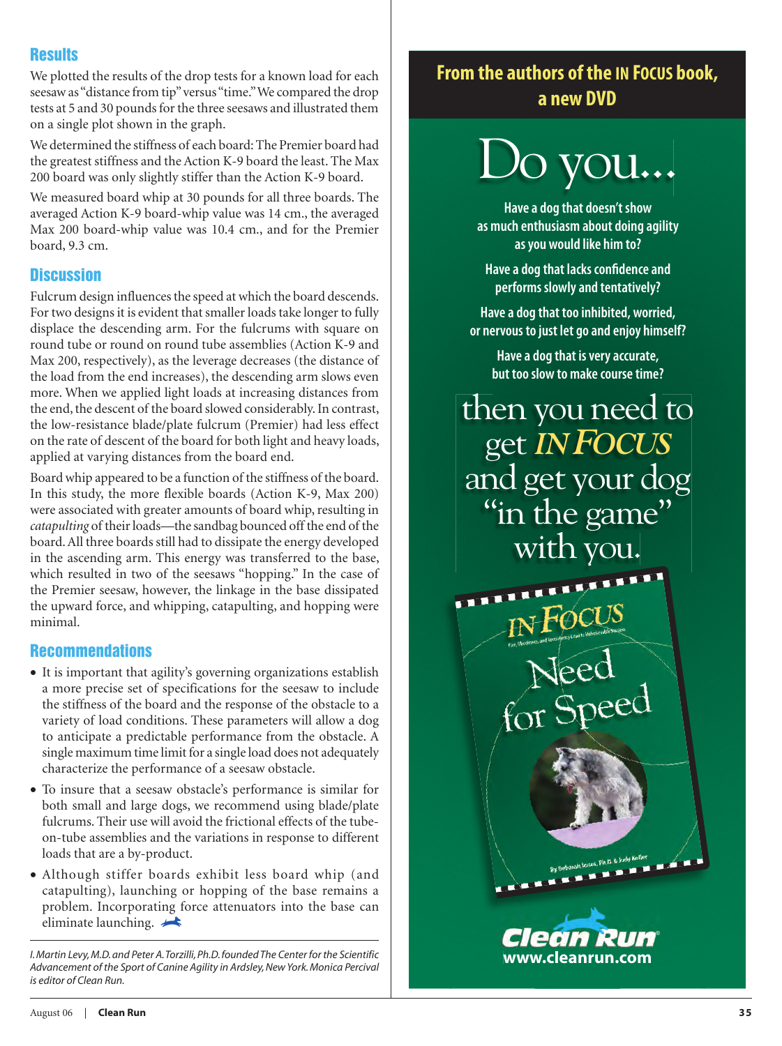## Results

We plotted the results of the drop tests for a known load for each seesaw as "distance from tip" versus "time." We compared the drop tests at 5 and 30 pounds for the three seesaws and illustrated them on a single plot shown in the graph.

We determined the stiffness of each board: The Premier board had the greatest stiffness and the Action K-9 board the least. The Max 200 board was only slightly stiffer than the Action K-9 board.

We measured board whip at 30 pounds for all three boards. The averaged Action K-9 board-whip value was 14 cm., the averaged Max 200 board-whip value was 10.4 cm., and for the Premier board, 9.3 cm.

## Discussion

Fulcrum design influences the speed at which the board descends. For two designs it is evident that smaller loads take longer to fully displace the descending arm. For the fulcrums with square on round tube or round on round tube assemblies (Action K-9 and Max 200, respectively), as the leverage decreases (the distance of the load from the end increases), the descending arm slows even more. When we applied light loads at increasing distances from the end, the descent of the board slowed considerably. In contrast, the low-resistance blade/plate fulcrum (Premier) had less effect on the rate of descent of the board for both light and heavy loads, applied at varying distances from the board end.

Board whip appeared to be a function of the stiffness of the board. In this study, the more flexible boards (Action K-9, Max 200) were associated with greater amounts of board whip, resulting in *catapulting* of their loads—the sandbag bounced off the end of the board. All three boards still had to dissipate the energy developed in the ascending arm. This energy was transferred to the base, which resulted in two of the seesaws "hopping." In the case of the Premier seesaw, however, the linkage in the base dissipated the upward force, and whipping, catapulting, and hopping were minimal.

## Recommendations

- It is important that agility's governing organizations establish a more precise set of specifications for the seesaw to include the stiffness of the board and the response of the obstacle to a variety of load conditions. These parameters will allow a dog to anticipate a predictable performance from the obstacle. A single maximum time limit for a single load does not adequately characterize the performance of a seesaw obstacle.
- To insure that a seesaw obstacle's performance is similar for both small and large dogs, we recommend using blade/plate fulcrums. Their use will avoid the frictional effects of the tube-on-tube assemblies and the variations in response to different loads that are a by-product.
- Although stiffer boards exhibit less board whip (and catapulting), launching or hopping of the base remains a problem. Incorporating force attenuators into the base can eliminate launching.

*I. Martin Levy, M.D. and Peter A. Torzilli, Ph.D. founded The Center for the Scientific Advancement of the Sport of Canine Agility in Ardsley, New York. Monica Percival is editor of Clean Run.*

**From the authors of the IN FOCUS book, a new DVD**

Do you...

**Have a dog that doesn't show as much enthusiasm about doing agility as you would like him to?**

**Have a dog that lacks confidence and performs slowly and tentatively?**

**Have a dog that too inhibited, worried, or nervous to just let go and enjoy himself?**

**Have a dog that is very accurate, but too slow to make course time?**

then you need to get *IN FOCUS* and get your dog "in the game" with you.

IN FOCUS

Need for Speed

By Deborah Jones, Ph.D. & Judy Keller

Clean Run
www.cleanrun.com